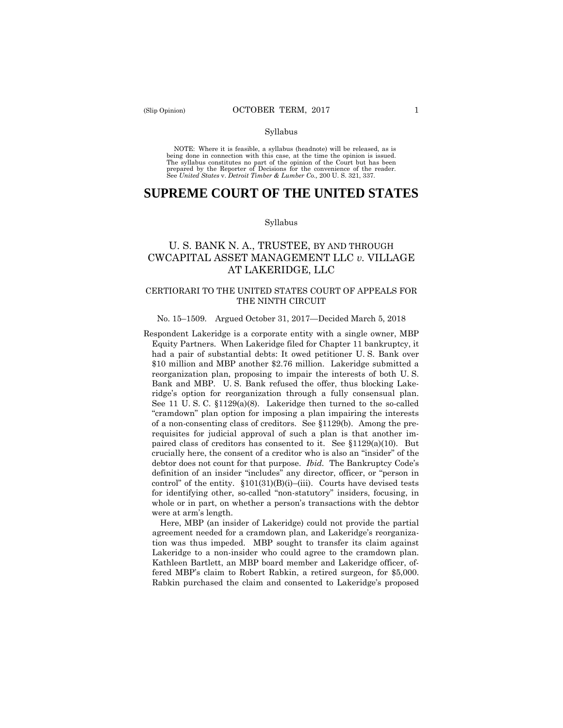Syllabus

NOTE: Where it is feasible, a syllabus (headnote) will be released, as is being done in connection with this case, at the time the opinion is issued. The syllabus constitutes no part of the opinion of the Court but has been prepared by the Reporter of Decisions for the convenience of the reader. See *United States* v. *Detroit Timber & Lumber Co.,* 200 U. S. 321, 337.

# SUPREME COURT OF THE UNITED STATES

Syllabus

## U. S. BANK N. A., TRUSTEE, BY AND THROUGH CWCAPITAL ASSET MANAGEMENT LLC *v.* VILLAGE AT LAKERIDGE, LLC

### CERTIORARI TO THE UNITED STATES COURT OF APPEALS FOR THE NINTH CIRCUIT

No. 15–1509. Argued October 31, 2017—Decided March 5, 2018

Respondent Lakeridge is a corporate entity with a single owner, MBP Equity Partners. When Lakeridge filed for Chapter 11 bankruptcy, it had a pair of substantial debts: It owed petitioner U. S. Bank over \$10 million and MBP another \$2.76 million. Lakeridge submitted a reorganization plan, proposing to impair the interests of both U. S. Bank and MBP. U. S. Bank refused the offer, thus blocking Lakeridge's option for reorganization through a fully consensual plan. See 11 U. S. C. §1129(a)(8). Lakeridge then turned to the so-called "cramdown" plan option for imposing a plan impairing the interests of a non-consenting class of creditors. See §1129(b). Among the prerequisites for judicial approval of such a plan is that another impaired class of creditors has consented to it. See §1129(a)(10). But crucially here, the consent of a creditor who is also an "insider" of the debtor does not count for that purpose. *Ibid.* The Bankruptcy Code's definition of an insider "includes" any director, officer, or "person in control" of the entity. §101(31)(B)(i)–(iii). Courts have devised tests for identifying other, so-called "non-statutory" insiders, focusing, in whole or in part, on whether a person's transactions with the debtor were at arm's length.

Here, MBP (an insider of Lakeridge) could not provide the partial agreement needed for a cramdown plan, and Lakeridge's reorganization was thus impeded. MBP sought to transfer its claim against Lakeridge to a non-insider who could agree to the cramdown plan. Kathleen Bartlett, an MBP board member and Lakeridge officer, offered MBP's claim to Robert Rabkin, a retired surgeon, for \$5,000. Rabkin purchased the claim and consented to Lakeridge's proposed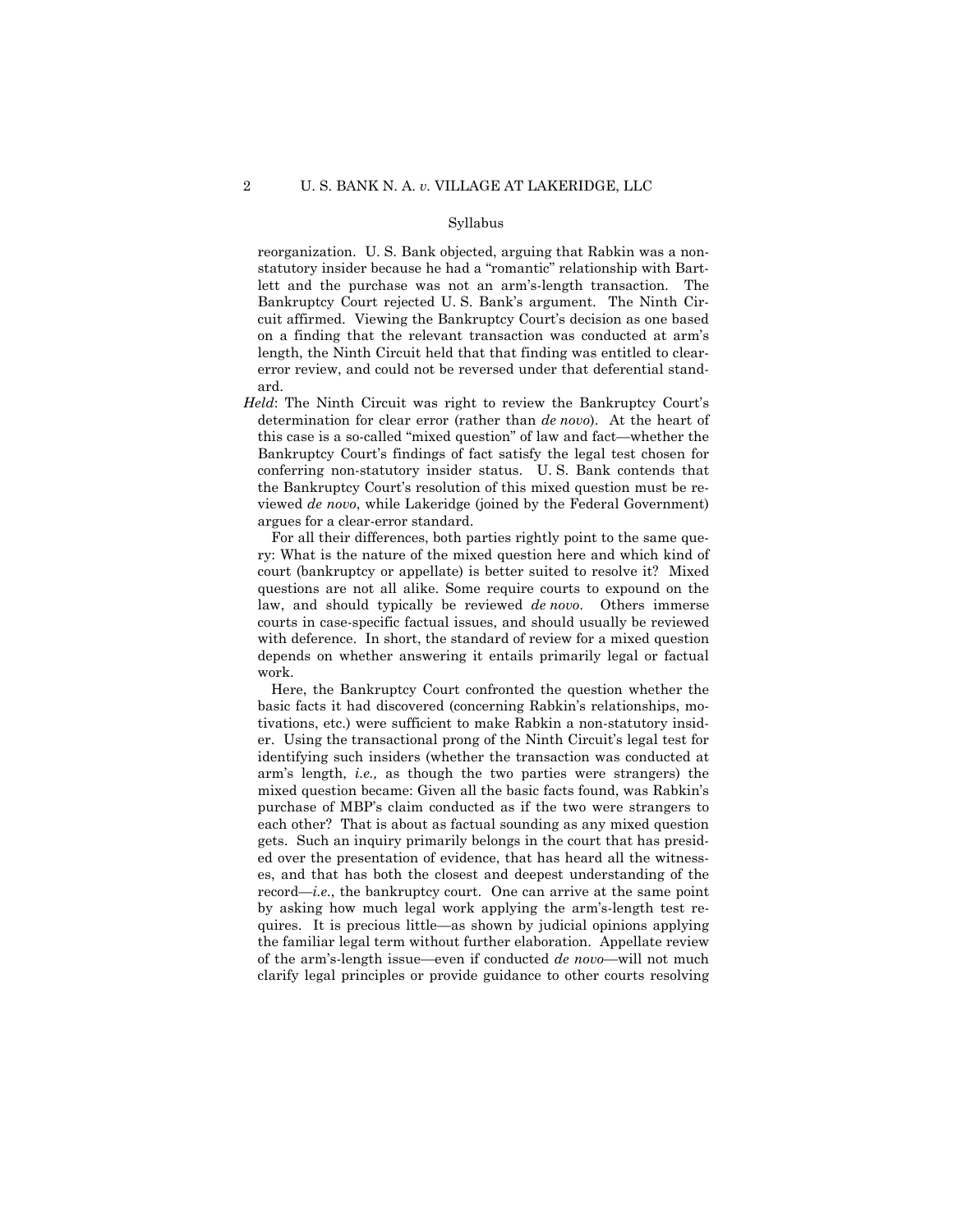reorganization. U. S. Bank objected, arguing that Rabkin was a non-statutory insider because he had a "romantic" relationship with Bartlett and the purchase was not an arm's-length transaction. The Bankruptcy Court rejected U. S. Bank's argument. The Ninth Circuit affirmed. Viewing the Bankruptcy Court's decision as one based on a finding that the relevant transaction was conducted at arm's length, the Ninth Circuit held that that finding was entitled to clear-error review, and could not be reversed under that deferential standard.

*Held*: The Ninth Circuit was right to review the Bankruptcy Court's determination for clear error (rather than *de novo*). At the heart of this case is a so-called "mixed question" of law and fact—whether the Bankruptcy Court's findings of fact satisfy the legal test chosen for conferring non-statutory insider status. U. S. Bank contends that the Bankruptcy Court's resolution of this mixed question must be reviewed *de novo*, while Lakeridge (joined by the Federal Government) argues for a clear-error standard.

For all their differences, both parties rightly point to the same query: What is the nature of the mixed question here and which kind of court (bankruptcy or appellate) is better suited to resolve it? Mixed questions are not all alike. Some require courts to expound on the law, and should typically be reviewed *de novo*. Others immerse courts in case-specific factual issues, and should usually be reviewed with deference. In short, the standard of review for a mixed question depends on whether answering it entails primarily legal or factual work.

Here, the Bankruptcy Court confronted the question whether the basic facts it had discovered (concerning Rabkin's relationships, motivations, etc.) were sufficient to make Rabkin a non-statutory insider. Using the transactional prong of the Ninth Circuit's legal test for identifying such insiders (whether the transaction was conducted at arm's length, *i.e.,* as though the two parties were strangers) the mixed question became: Given all the basic facts found, was Rabkin's purchase of MBP's claim conducted as if the two were strangers to each other? That is about as factual sounding as any mixed question gets. Such an inquiry primarily belongs in the court that has presided over the presentation of evidence, that has heard all the witnesses, and that has both the closest and deepest understanding of the record—*i.e.*, the bankruptcy court. One can arrive at the same point by asking how much legal work applying the arm's-length test requires. It is precious little—as shown by judicial opinions applying the familiar legal term without further elaboration. Appellate review of the arm's-length issue—even if conducted *de novo*—will not much clarify legal principles or provide guidance to other courts resolving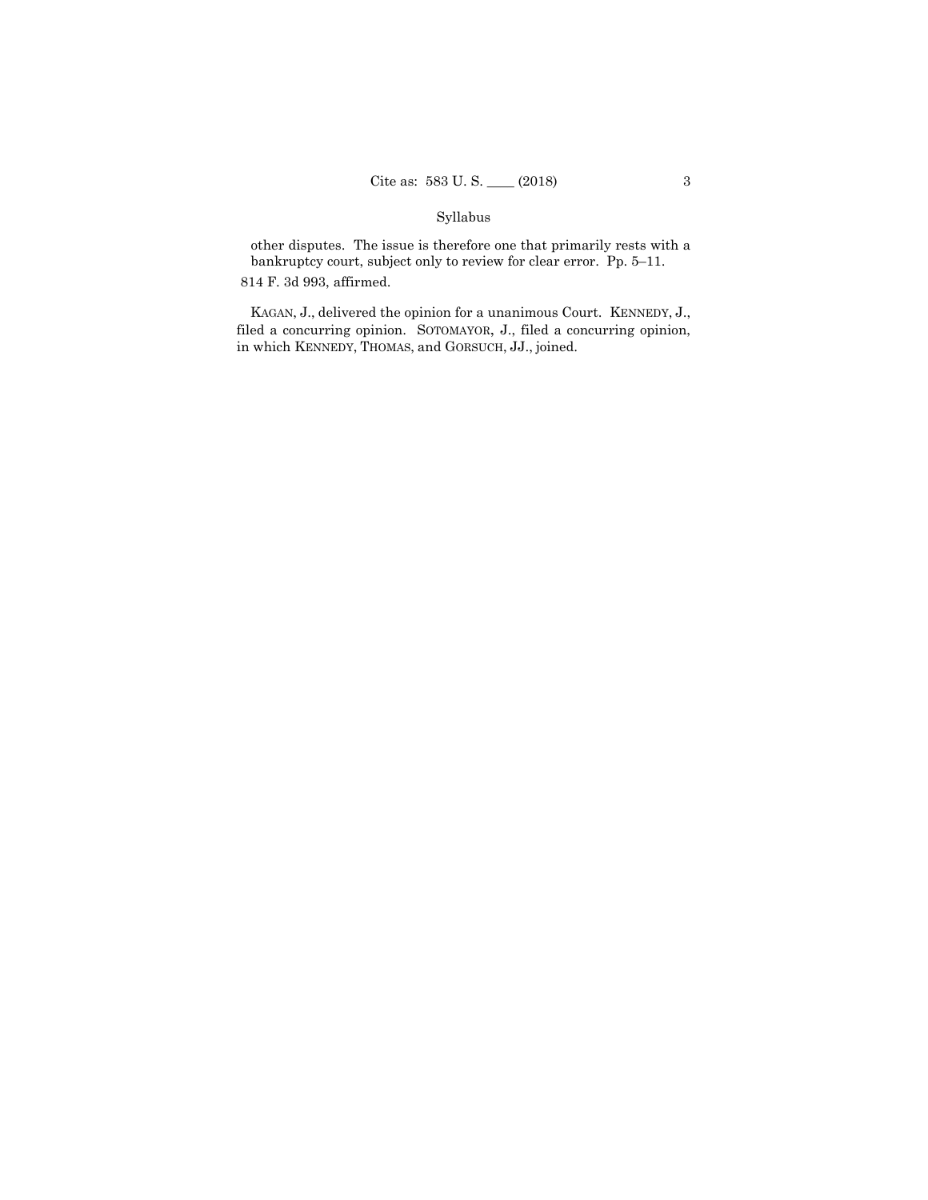Syllabus

other disputes. The issue is therefore one that primarily rests with a bankruptcy court, subject only to review for clear error. Pp. 5–11.

814 F. 3d 993, affirmed.

KAGAN, J., delivered the opinion for a unanimous Court. KENNEDY, J., filed a concurring opinion. SOTOMAYOR, J., filed a concurring opinion, in which KENNEDY, THOMAS, and GORSUCH, JJ., joined.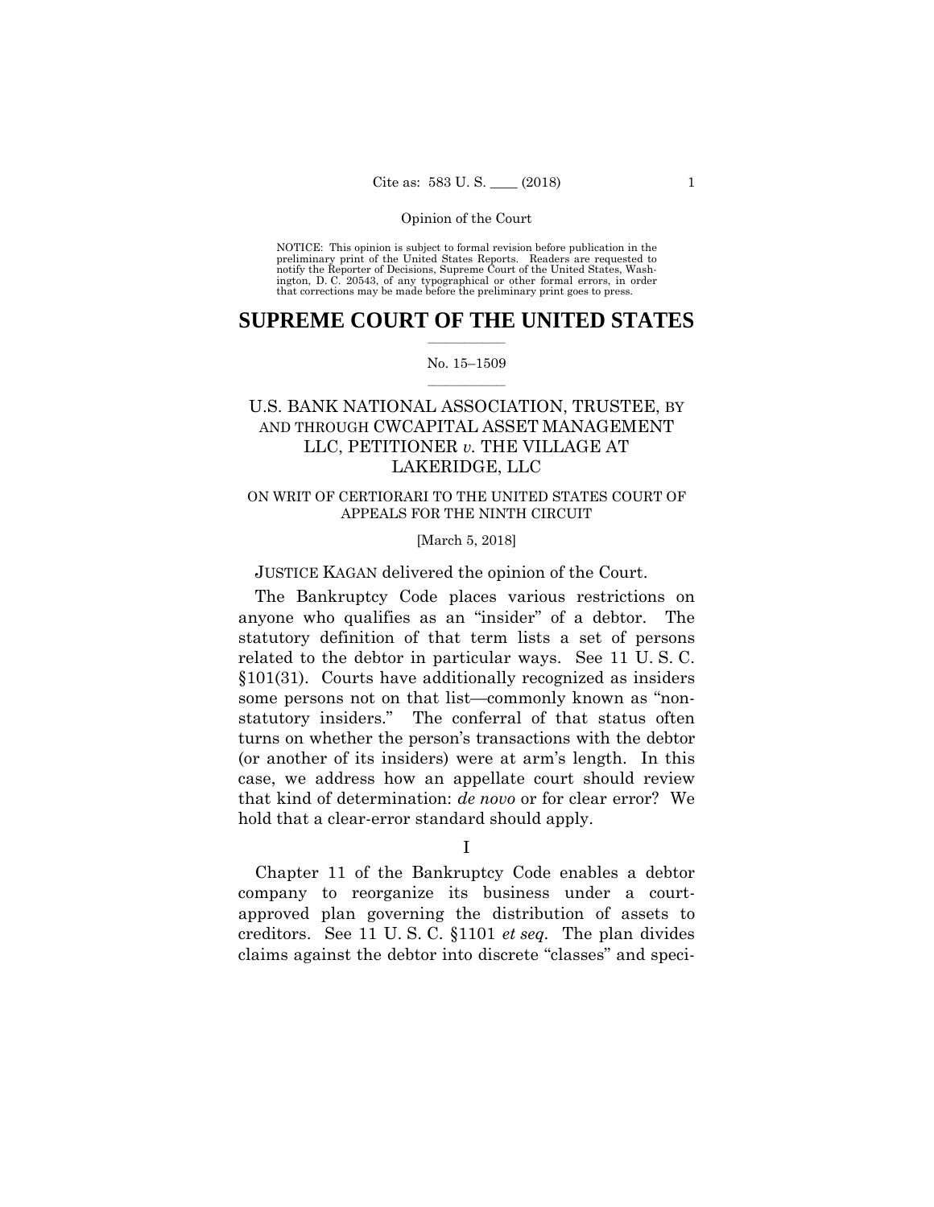Opinion of the Court

NOTICE: This opinion is subject to formal revision before publication in the preliminary print of the United States Reports. Readers are requested to notify the Reporter of Decisions, Supreme Court of the United States, Washington, D. C. 20543, of any typographical or other formal errors, in order that corrections may be made before the preliminary print goes to press.

# SUPREME COURT OF THE UNITED STATES

No. 15–1509

## U.S. BANK NATIONAL ASSOCIATION, TRUSTEE, BY AND THROUGH CWCAPITAL ASSET MANAGEMENT LLC, PETITIONER *v.* THE VILLAGE AT LAKERIDGE, LLC

ON WRIT OF CERTIORARI TO THE UNITED STATES COURT OF APPEALS FOR THE NINTH CIRCUIT

[March 5, 2018]

JUSTICE KAGAN delivered the opinion of the Court.

The Bankruptcy Code places various restrictions on anyone who qualifies as an "insider" of a debtor. The statutory definition of that term lists a set of persons related to the debtor in particular ways. See 11 U. S. C. §101(31). Courts have additionally recognized as insiders some persons not on that list—commonly known as "non-statutory insiders." The conferral of that status often turns on whether the person's transactions with the debtor (or another of its insiders) were at arm's length. In this case, we address how an appellate court should review that kind of determination: *de novo* or for clear error? We hold that a clear-error standard should apply.

I

Chapter 11 of the Bankruptcy Code enables a debtor company to reorganize its business under a court-approved plan governing the distribution of assets to creditors. See 11 U. S. C. §1101 *et seq.* The plan divides claims against the debtor into discrete "classes" and speci-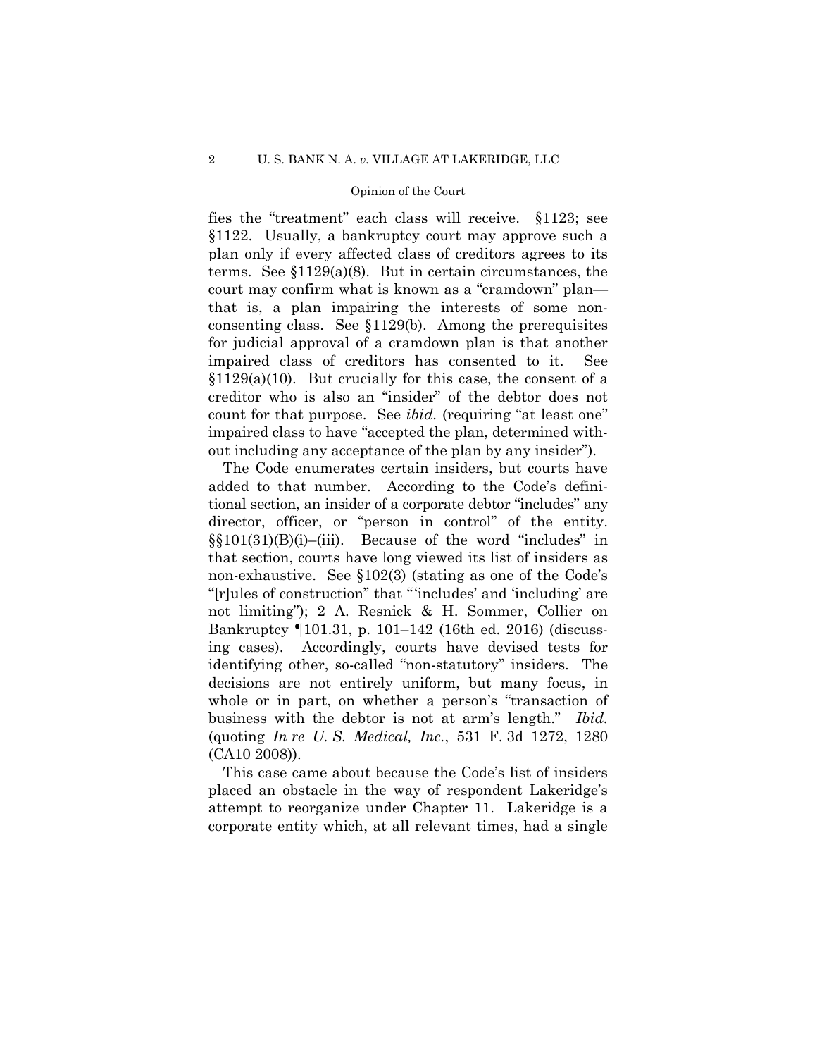fies the "treatment" each class will receive. §1123; see §1122. Usually, a bankruptcy court may approve such a plan only if every affected class of creditors agrees to its terms. See §1129(a)(8). But in certain circumstances, the court may confirm what is known as a "cramdown" plan—that is, a plan impairing the interests of some nonconsenting class. See §1129(b). Among the prerequisites for judicial approval of a cramdown plan is that another impaired class of creditors has consented to it. See §1129(a)(10). But crucially for this case, the consent of a creditor who is also an "insider" of the debtor does not count for that purpose. See *ibid.* (requiring "at least one" impaired class to have "accepted the plan, determined without including any acceptance of the plan by any insider").

The Code enumerates certain insiders, but courts have added to that number. According to the Code's definitional section, an insider of a corporate debtor "includes" any director, officer, or "person in control" of the entity. §§101(31)(B)(i)–(iii). Because of the word "includes" in that section, courts have long viewed its list of insiders as non-exhaustive. See §102(3) (stating as one of the Code's "[r]ules of construction" that "'includes' and 'including' are not limiting"); 2 A. Resnick & H. Sommer, Collier on Bankruptcy ¶101.31, p. 101–142 (16th ed. 2016) (discussing cases). Accordingly, courts have devised tests for identifying other, so-called "non-statutory" insiders. The decisions are not entirely uniform, but many focus, in whole or in part, on whether a person's "transaction of business with the debtor is not at arm's length." *Ibid.* (quoting *In re U. S. Medical, Inc.*, 531 F. 3d 1272, 1280 (CA10 2008)).

This case came about because the Code's list of insiders placed an obstacle in the way of respondent Lakeridge's attempt to reorganize under Chapter 11. Lakeridge is a corporate entity which, at all relevant times, had a single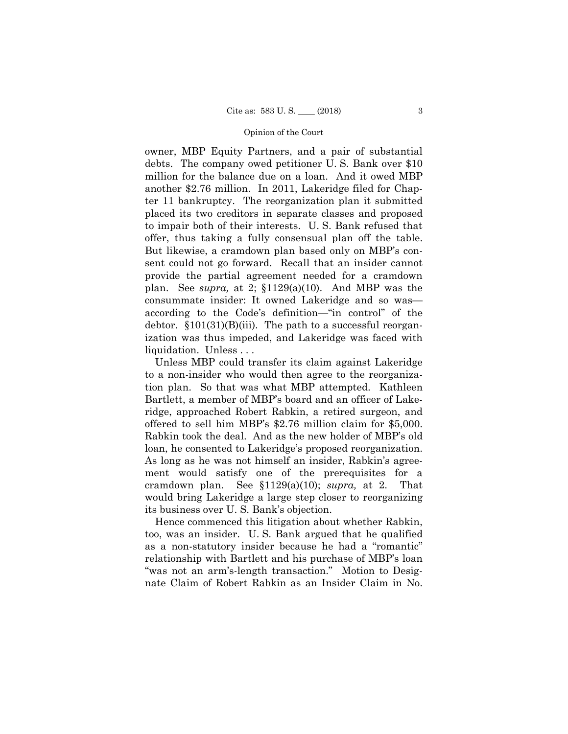owner, MBP Equity Partners, and a pair of substantial debts. The company owed petitioner U. S. Bank over $10 million for the balance due on a loan. And it owed MBP another $2.76 million. In 2011, Lakeridge filed for Chapter 11 bankruptcy. The reorganization plan it submitted placed its two creditors in separate classes and proposed to impair both of their interests. U. S. Bank refused that offer, thus taking a fully consensual plan off the table. But likewise, a cramdown plan based only on MBP's consent could not go forward. Recall that an insider cannot provide the partial agreement needed for a cramdown plan. See *supra,* at 2; §1129(a)(10). And MBP was the consummate insider: It owned Lakeridge and so was—according to the Code's definition—"in control" of the debtor. §101(31)(B)(iii). The path to a successful reorganization was thus impeded, and Lakeridge was faced with liquidation. Unless . . .

Unless MBP could transfer its claim against Lakeridge to a non-insider who would then agree to the reorganization plan. So that was what MBP attempted. Kathleen Bartlett, a member of MBP's board and an officer of Lakeridge, approached Robert Rabkin, a retired surgeon, and offered to sell him MBP's $2.76 million claim for $5,000. Rabkin took the deal. And as the new holder of MBP's old loan, he consented to Lakeridge's proposed reorganization. As long as he was not himself an insider, Rabkin's agreement would satisfy one of the prerequisites for a cramdown plan. See §1129(a)(10); *supra,* at 2. That would bring Lakeridge a large step closer to reorganizing its business over U. S. Bank's objection.

Hence commenced this litigation about whether Rabkin, too, was an insider. U. S. Bank argued that he qualified as a non-statutory insider because he had a "romantic" relationship with Bartlett and his purchase of MBP's loan "was not an arm's-length transaction." Motion to Designate Claim of Robert Rabkin as an Insider Claim in No.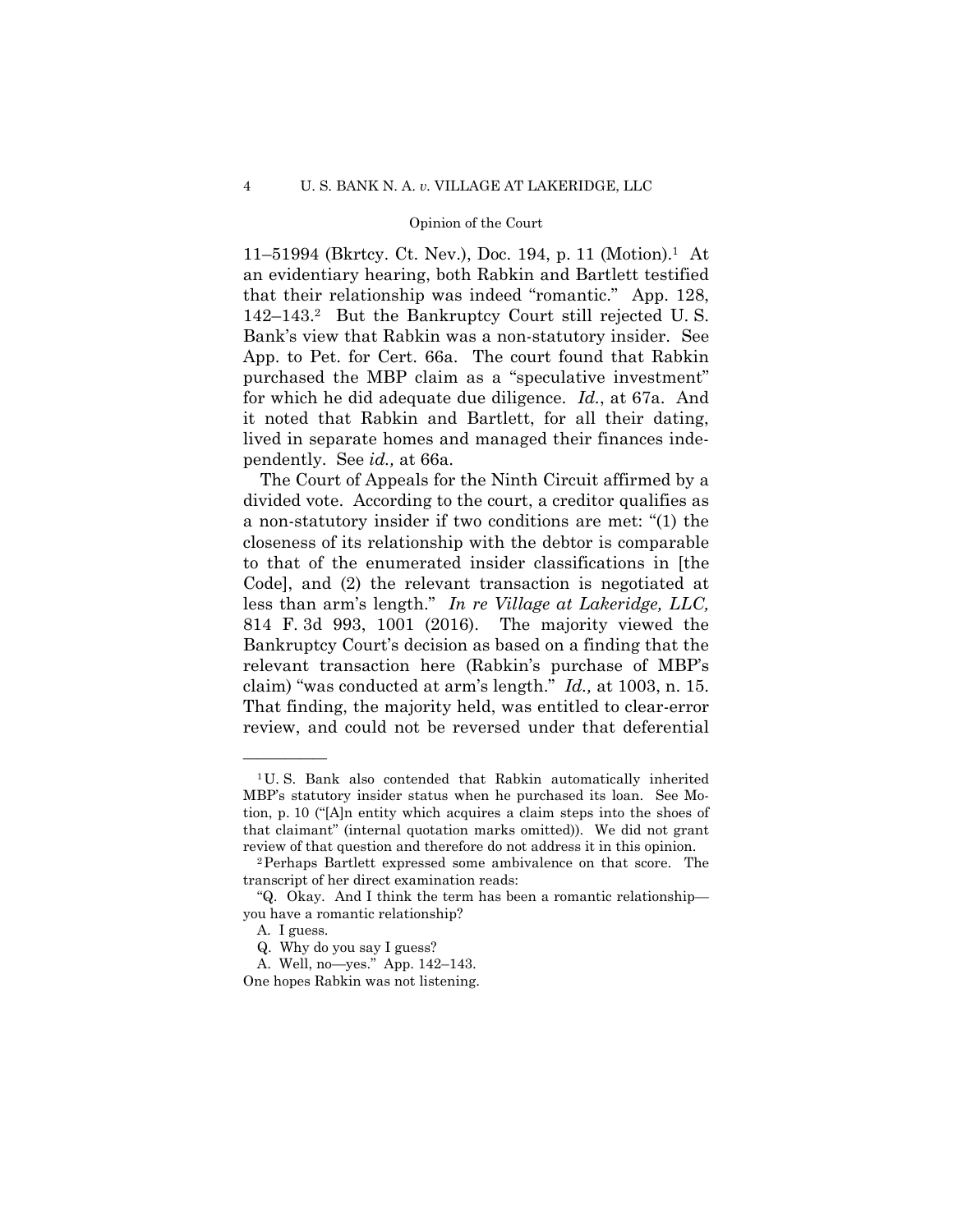11–51994 (Bkrtcy. Ct. Nev.), Doc. 194, p. 11 (Motion).[1] At an evidentiary hearing, both Rabkin and Bartlett testified that their relationship was indeed "romantic." App. 128, 142–143.[2] But the Bankruptcy Court still rejected U. S. Bank's view that Rabkin was a non-statutory insider. See App. to Pet. for Cert. 66a. The court found that Rabkin purchased the MBP claim as a "speculative investment" for which he did adequate due diligence. *Id.*, at 67a. And it noted that Rabkin and Bartlett, for all their dating, lived in separate homes and managed their finances independently. See *id.,* at 66a.

The Court of Appeals for the Ninth Circuit affirmed by a divided vote. According to the court, a creditor qualifies as a non-statutory insider if two conditions are met: "(1) the closeness of its relationship with the debtor is comparable to that of the enumerated insider classifications in [the Code], and (2) the relevant transaction is negotiated at less than arm's length." *In re Village at Lakeridge, LLC,* 814 F. 3d 993, 1001 (2016). The majority viewed the Bankruptcy Court's decision as based on a finding that the relevant transaction here (Rabkin's purchase of MBP's claim) "was conducted at arm's length." *Id.,* at 1003, n. 15. That finding, the majority held, was entitled to clear-error review, and could not be reversed under that deferential

---

[1] U. S. Bank also contended that Rabkin automatically inherited MBP's statutory insider status when he purchased its loan. See Motion, p. 10 ("[A]n entity which acquires a claim steps into the shoes of that claimant" (internal quotation marks omitted)). We did not grant review of that question and therefore do not address it in this opinion.

[2] Perhaps Bartlett expressed some ambivalence on that score. The transcript of her direct examination reads:

"Q. Okay. And I think the term has been a romantic relationship—you have a romantic relationship?

A. I guess.

Q. Why do you say I guess?

A. Well, no—yes." App. 142–143.

One hopes Rabkin was not listening.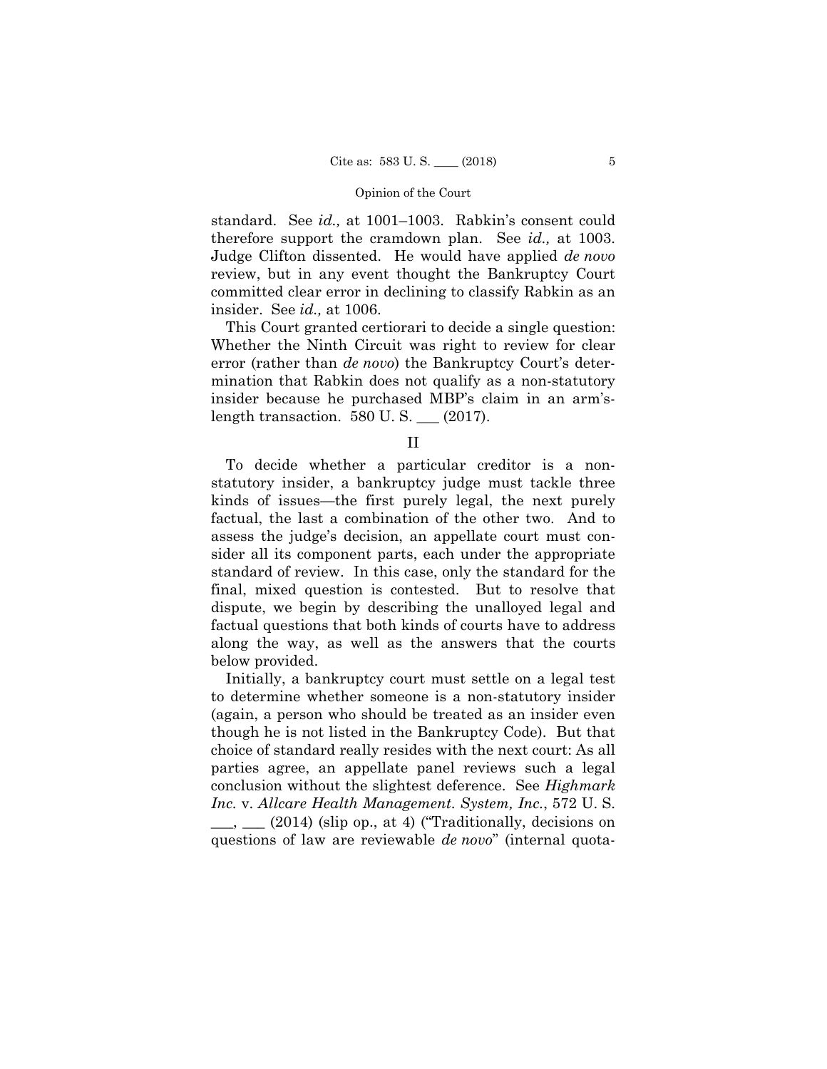standard. See *id.,* at 1001–1003. Rabkin's consent could therefore support the cramdown plan. See *id.,* at 1003. Judge Clifton dissented. He would have applied *de novo* review, but in any event thought the Bankruptcy Court committed clear error in declining to classify Rabkin as an insider. See *id.,* at 1006.

This Court granted certiorari to decide a single question: Whether the Ninth Circuit was right to review for clear error (rather than *de novo*) the Bankruptcy Court's determination that Rabkin does not qualify as a non-statutory insider because he purchased MBP's claim in an arm's-length transaction. 580 U. S. ___ (2017).

## II

To decide whether a particular creditor is a non-statutory insider, a bankruptcy judge must tackle three kinds of issues—the first purely legal, the next purely factual, the last a combination of the other two. And to assess the judge's decision, an appellate court must consider all its component parts, each under the appropriate standard of review. In this case, only the standard for the final, mixed question is contested. But to resolve that dispute, we begin by describing the unalloyed legal and factual questions that both kinds of courts have to address along the way, as well as the answers that the courts below provided.

Initially, a bankruptcy court must settle on a legal test to determine whether someone is a non-statutory insider (again, a person who should be treated as an insider even though he is not listed in the Bankruptcy Code). But that choice of standard really resides with the next court: As all parties agree, an appellate panel reviews such a legal conclusion without the slightest deference. See *Highmark Inc.* v. *Allcare Health Management. System, Inc.*, 572 U. S. ___, ___ (2014) (slip op., at 4) ("Traditionally, decisions on questions of law are reviewable *de novo*" (internal quota-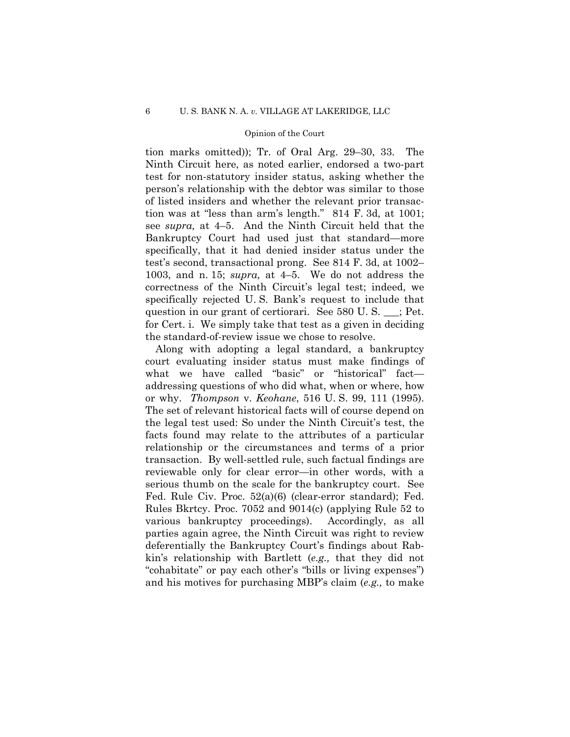tion marks omitted)); Tr. of Oral Arg. 29–30, 33. The Ninth Circuit here, as noted earlier, endorsed a two-part test for non-statutory insider status, asking whether the person's relationship with the debtor was similar to those of listed insiders and whether the relevant prior transaction was at "less than arm's length." 814 F. 3d, at 1001; see *supra,* at 4–5. And the Ninth Circuit held that the Bankruptcy Court had used just that standard—more specifically, that it had denied insider status under the test's second, transactional prong. See 814 F. 3d, at 1002–1003, and n. 15; *supra,* at 4–5. We do not address the correctness of the Ninth Circuit's legal test; indeed, we specifically rejected U. S. Bank's request to include that question in our grant of certiorari. See 580 U. S. ___; Pet. for Cert. i. We simply take that test as a given in deciding the standard-of-review issue we chose to resolve.

Along with adopting a legal standard, a bankruptcy court evaluating insider status must make findings of what we have called "basic" or "historical" fact—addressing questions of who did what, when or where, how or why. *Thompson* v. *Keohane*, 516 U. S. 99, 111 (1995). The set of relevant historical facts will of course depend on the legal test used: So under the Ninth Circuit's test, the facts found may relate to the attributes of a particular relationship or the circumstances and terms of a prior transaction. By well-settled rule, such factual findings are reviewable only for clear error—in other words, with a serious thumb on the scale for the bankruptcy court. See Fed. Rule Civ. Proc. 52(a)(6) (clear-error standard); Fed. Rules Bkrtcy. Proc. 7052 and 9014(c) (applying Rule 52 to various bankruptcy proceedings). Accordingly, as all parties again agree, the Ninth Circuit was right to review deferentially the Bankruptcy Court's findings about Rabkin's relationship with Bartlett (*e.g.,* that they did not "cohabitate" or pay each other's "bills or living expenses") and his motives for purchasing MBP's claim (*e.g.,* to make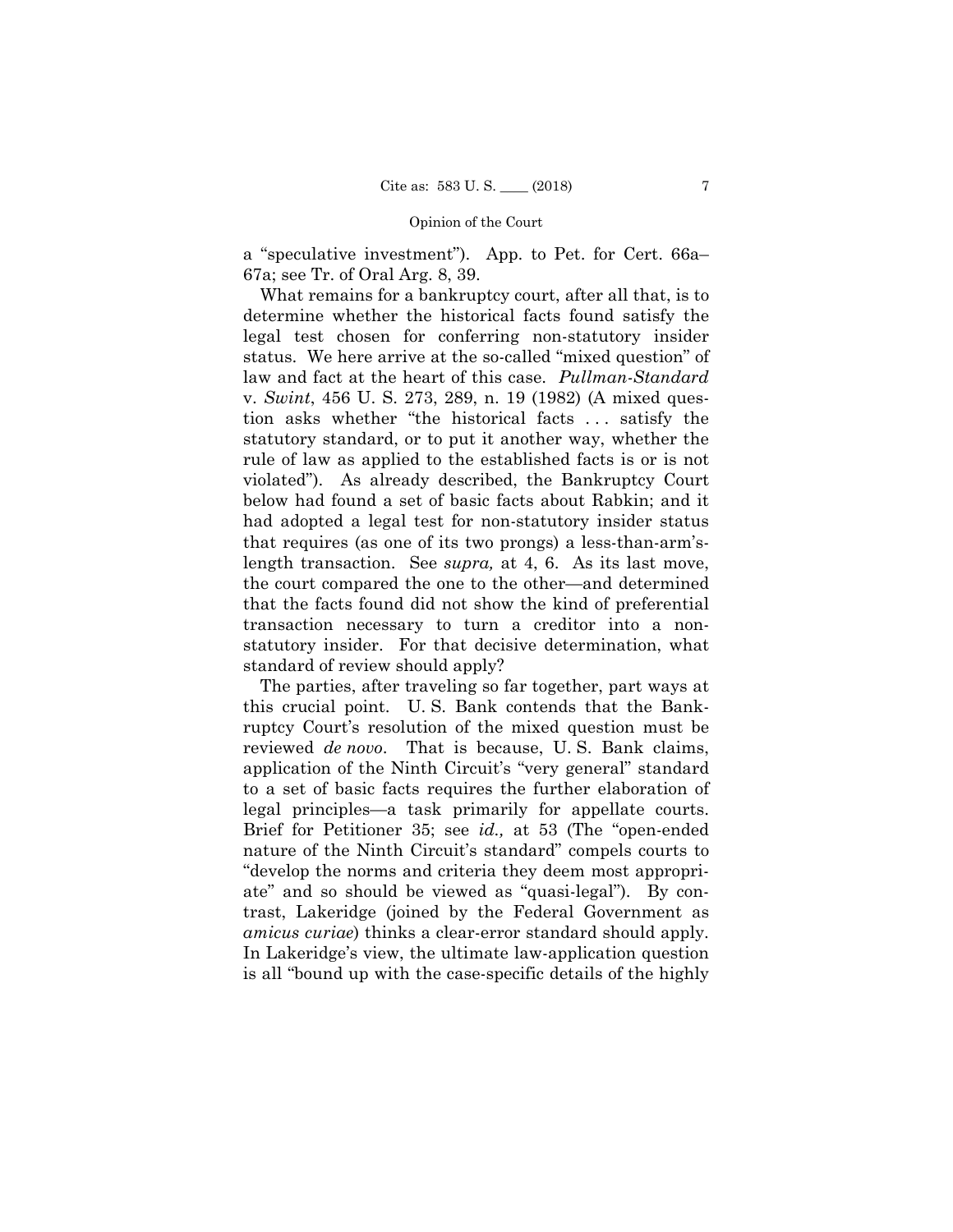a "speculative investment"). App. to Pet. for Cert. 66a–67a; see Tr. of Oral Arg. 8, 39.

What remains for a bankruptcy court, after all that, is to determine whether the historical facts found satisfy the legal test chosen for conferring non-statutory insider status. We here arrive at the so-called "mixed question" of law and fact at the heart of this case. *Pullman-Standard* v. *Swint*, 456 U. S. 273, 289, n. 19 (1982) (A mixed question asks whether "the historical facts . . . satisfy the statutory standard, or to put it another way, whether the rule of law as applied to the established facts is or is not violated"). As already described, the Bankruptcy Court below had found a set of basic facts about Rabkin; and it had adopted a legal test for non-statutory insider status that requires (as one of its two prongs) a less-than-arm's-length transaction. See *supra,* at 4, 6. As its last move, the court compared the one to the other—and determined that the facts found did not show the kind of preferential transaction necessary to turn a creditor into a non-statutory insider. For that decisive determination, what standard of review should apply?

The parties, after traveling so far together, part ways at this crucial point. U. S. Bank contends that the Bankruptcy Court's resolution of the mixed question must be reviewed *de novo*. That is because, U. S. Bank claims, application of the Ninth Circuit's "very general" standard to a set of basic facts requires the further elaboration of legal principles—a task primarily for appellate courts. Brief for Petitioner 35; see *id.,* at 53 (The "open-ended nature of the Ninth Circuit's standard" compels courts to "develop the norms and criteria they deem most appropriate" and so should be viewed as "quasi-legal"). By contrast, Lakeridge (joined by the Federal Government as *amicus curiae*) thinks a clear-error standard should apply. In Lakeridge's view, the ultimate law-application question is all "bound up with the case-specific details of the highly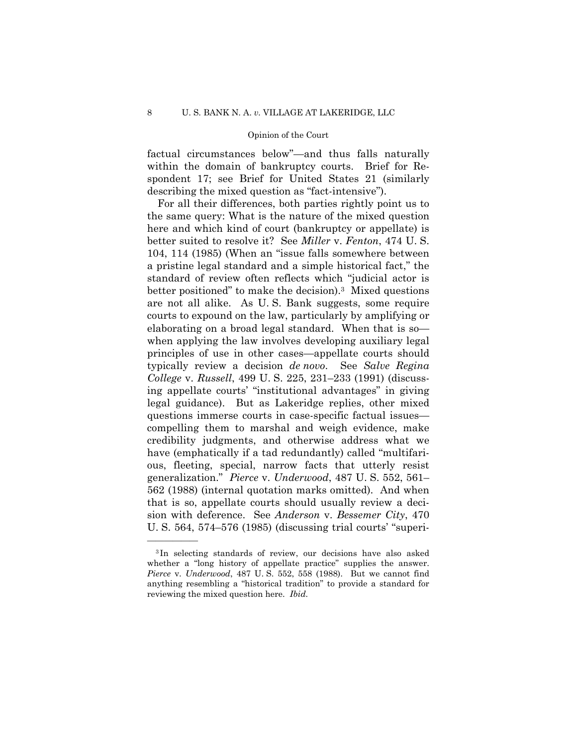factual circumstances below"—and thus falls naturally within the domain of bankruptcy courts. Brief for Respondent 17; see Brief for United States 21 (similarly describing the mixed question as "fact-intensive").

For all their differences, both parties rightly point us to the same query: What is the nature of the mixed question here and which kind of court (bankruptcy or appellate) is better suited to resolve it? See *Miller* v. *Fenton*, 474 U. S. 104, 114 (1985) (When an "issue falls somewhere between a pristine legal standard and a simple historical fact," the standard of review often reflects which "judicial actor is better positioned" to make the decision).[3] Mixed questions are not all alike. As U. S. Bank suggests, some require courts to expound on the law, particularly by amplifying or elaborating on a broad legal standard. When that is so—when applying the law involves developing auxiliary legal principles of use in other cases—appellate courts should typically review a decision *de novo*. See *Salve Regina College* v. *Russell*, 499 U. S. 225, 231–233 (1991) (discussing appellate courts' "institutional advantages" in giving legal guidance). But as Lakeridge replies, other mixed questions immerse courts in case-specific factual issues—compelling them to marshal and weigh evidence, make credibility judgments, and otherwise address what we have (emphatically if a tad redundantly) called "multifarious, fleeting, special, narrow facts that utterly resist generalization." *Pierce* v. *Underwood*, 487 U. S. 552, 561–562 (1988) (internal quotation marks omitted). And when that is so, appellate courts should usually review a decision with deference. See *Anderson* v. *Bessemer City*, 470 U. S. 564, 574–576 (1985) (discussing trial courts' "superi-

---

[3] In selecting standards of review, our decisions have also asked whether a "long history of appellate practice" supplies the answer. *Pierce* v. *Underwood*, 487 U. S. 552, 558 (1988). But we cannot find anything resembling a "historical tradition" to provide a standard for reviewing the mixed question here. *Ibid.*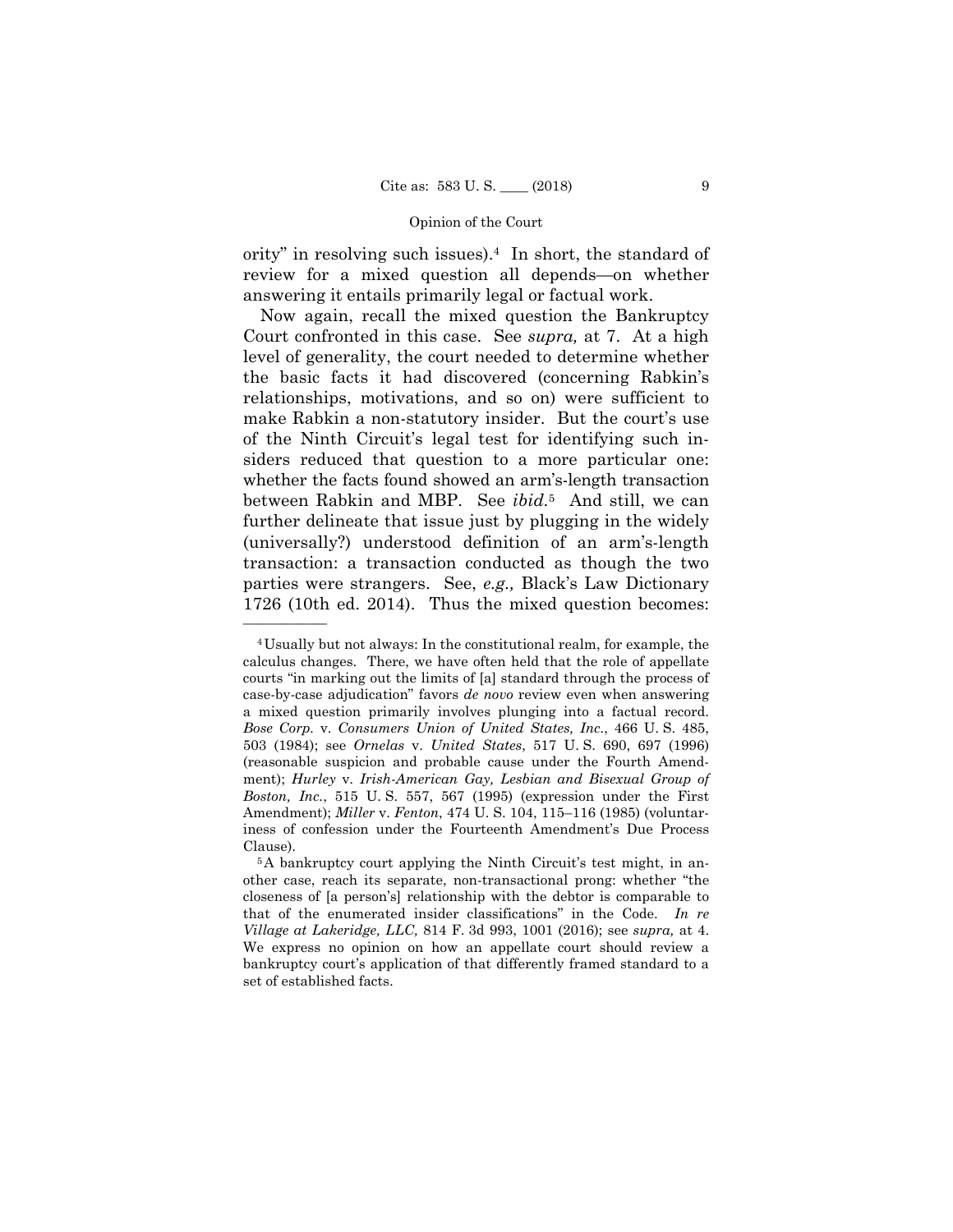ority" in resolving such issues).[4] In short, the standard of review for a mixed question all depends—on whether answering it entails primarily legal or factual work.

Now again, recall the mixed question the Bankruptcy Court confronted in this case. See *supra,* at 7. At a high level of generality, the court needed to determine whether the basic facts it had discovered (concerning Rabkin's relationships, motivations, and so on) were sufficient to make Rabkin a non-statutory insider. But the court's use of the Ninth Circuit's legal test for identifying such insiders reduced that question to a more particular one: whether the facts found showed an arm's-length transaction between Rabkin and MBP. See *ibid.*[5] And still, we can further delineate that issue just by plugging in the widely (universally?) understood definition of an arm's-length transaction: a transaction conducted as though the two parties were strangers. See, *e.g.,* Black's Law Dictionary 1726 (10th ed. 2014). Thus the mixed question becomes:

---

[4] Usually but not always: In the constitutional realm, for example, the calculus changes. There, we have often held that the role of appellate courts "in marking out the limits of [a] standard through the process of case-by-case adjudication" favors *de novo* review even when answering a mixed question primarily involves plunging into a factual record. *Bose Corp.* v. *Consumers Union of United States, Inc.*, 466 U. S. 485, 503 (1984); see *Ornelas* v. *United States*, 517 U. S. 690, 697 (1996) (reasonable suspicion and probable cause under the Fourth Amendment); *Hurley* v. *Irish-American Gay, Lesbian and Bisexual Group of Boston, Inc.*, 515 U. S. 557, 567 (1995) (expression under the First Amendment); *Miller* v. *Fenton*, 474 U. S. 104, 115–116 (1985) (voluntariness of confession under the Fourteenth Amendment's Due Process Clause).

[5] A bankruptcy court applying the Ninth Circuit's test might, in another case, reach its separate, non-transactional prong: whether "the closeness of [a person's] relationship with the debtor is comparable to that of the enumerated insider classifications" in the Code. *In re Village at Lakeridge, LLC,* 814 F. 3d 993, 1001 (2016); see *supra,* at 4. We express no opinion on how an appellate court should review a bankruptcy court's application of that differently framed standard to a set of established facts.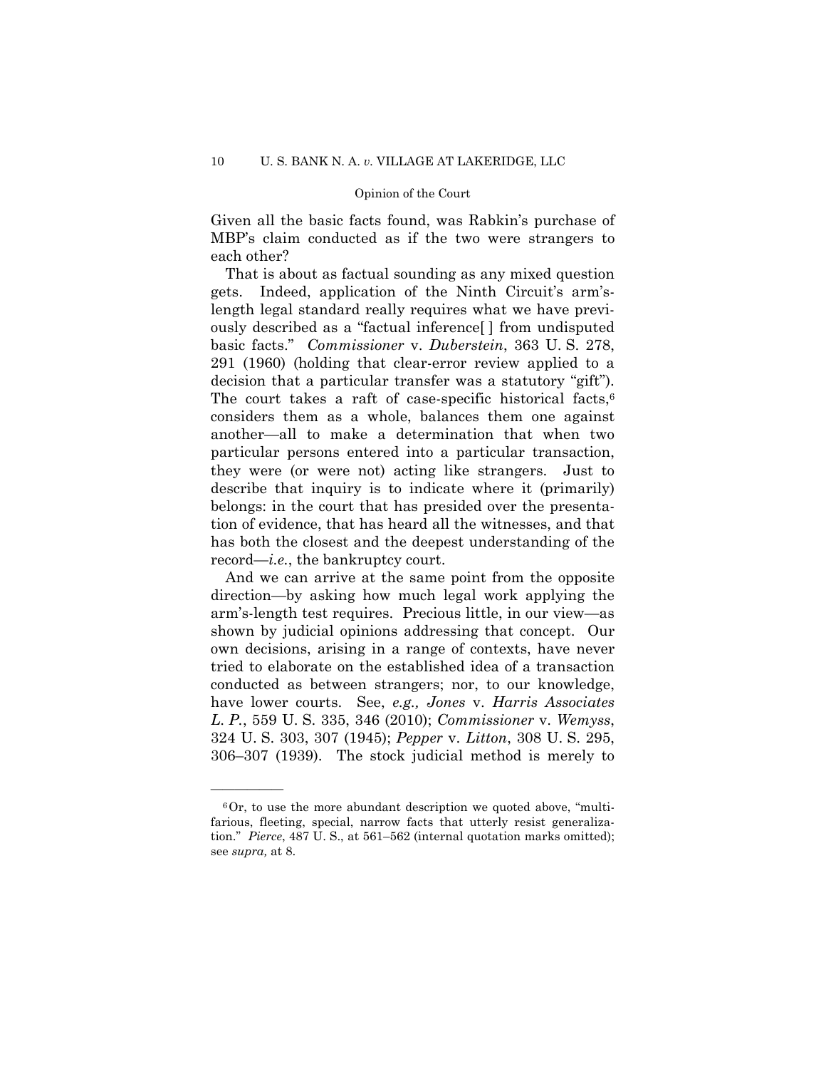Given all the basic facts found, was Rabkin's purchase of MBP's claim conducted as if the two were strangers to each other?

That is about as factual sounding as any mixed question gets. Indeed, application of the Ninth Circuit's arm's-length legal standard really requires what we have previously described as a "factual inference[ ] from undisputed basic facts." *Commissioner* v. *Duberstein*, 363 U. S. 278, 291 (1960) (holding that clear-error review applied to a decision that a particular transfer was a statutory "gift"). The court takes a raft of case-specific historical facts,[6] considers them as a whole, balances them one against another—all to make a determination that when two particular persons entered into a particular transaction, they were (or were not) acting like strangers. Just to describe that inquiry is to indicate where it (primarily) belongs: in the court that has presided over the presentation of evidence, that has heard all the witnesses, and that has both the closest and the deepest understanding of the record—*i.e.*, the bankruptcy court.

And we can arrive at the same point from the opposite direction—by asking how much legal work applying the arm's-length test requires. Precious little, in our view—as shown by judicial opinions addressing that concept. Our own decisions, arising in a range of contexts, have never tried to elaborate on the established idea of a transaction conducted as between strangers; nor, to our knowledge, have lower courts. See, *e.g., Jones* v. *Harris Associates L. P.*, 559 U. S. 335, 346 (2010); *Commissioner* v. *Wemyss*, 324 U. S. 303, 307 (1945); *Pepper* v. *Litton*, 308 U. S. 295, 306–307 (1939). The stock judicial method is merely to

---

[6] Or, to use the more abundant description we quoted above, "multifarious, fleeting, special, narrow facts that utterly resist generalization." *Pierce*, 487 U. S., at 561–562 (internal quotation marks omitted); see *supra,* at 8.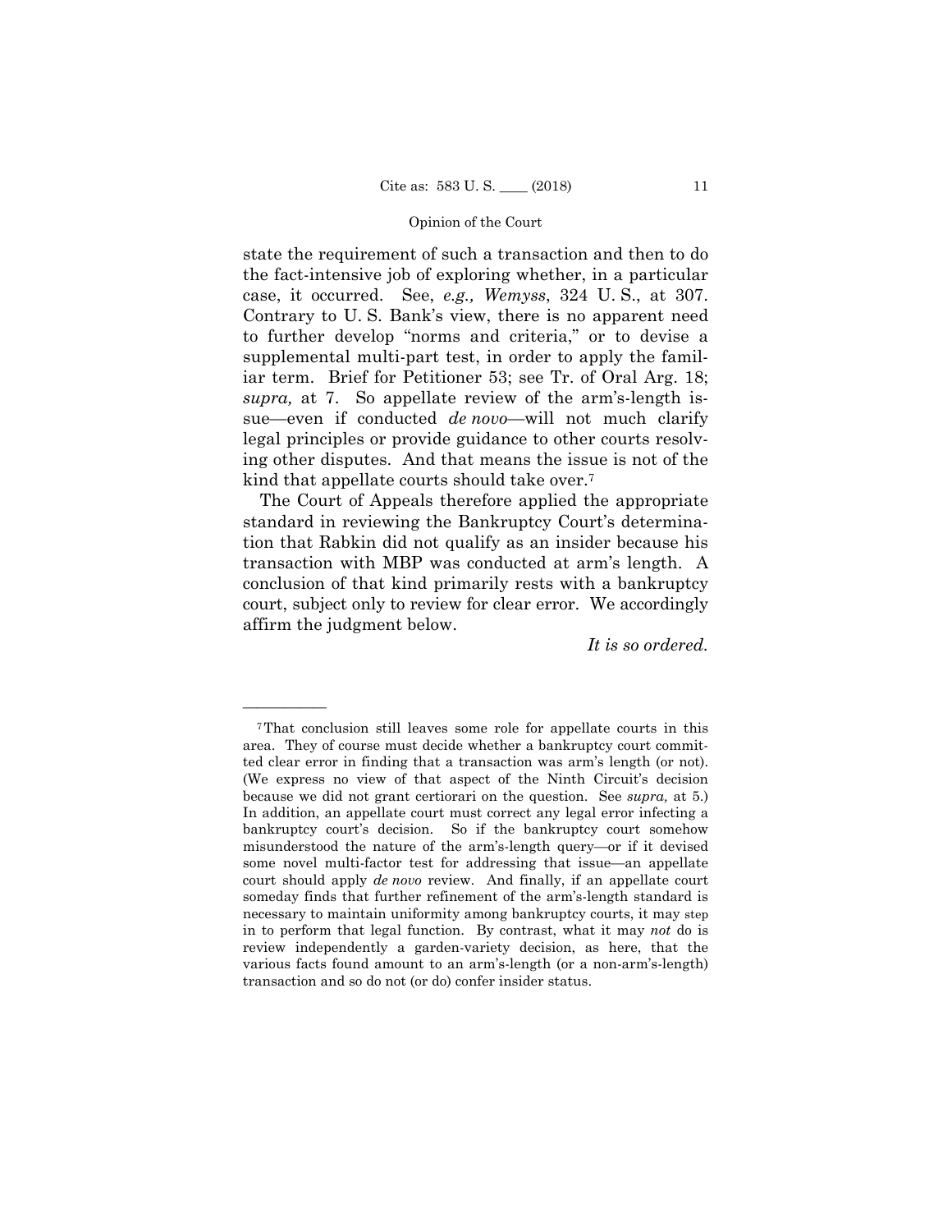state the requirement of such a transaction and then to do the fact-intensive job of exploring whether, in a particular case, it occurred. See, *e.g., Wemyss*, 324 U. S., at 307. Contrary to U. S. Bank's view, there is no apparent need to further develop "norms and criteria," or to devise a supplemental multi-part test, in order to apply the familiar term. Brief for Petitioner 53; see Tr. of Oral Arg. 18; *supra,* at 7. So appellate review of the arm's-length issue—even if conducted *de novo*—will not much clarify legal principles or provide guidance to other courts resolving other disputes. And that means the issue is not of the kind that appellate courts should take over.[7]

The Court of Appeals therefore applied the appropriate standard in reviewing the Bankruptcy Court's determination that Rabkin did not qualify as an insider because his transaction with MBP was conducted at arm's length. A conclusion of that kind primarily rests with a bankruptcy court, subject only to review for clear error. We accordingly affirm the judgment below.

*It is so ordered.*

---

[7] That conclusion still leaves some role for appellate courts in this area. They of course must decide whether a bankruptcy court committed clear error in finding that a transaction was arm's length (or not). (We express no view of that aspect of the Ninth Circuit's decision because we did not grant certiorari on the question. See *supra,* at 5.) In addition, an appellate court must correct any legal error infecting a bankruptcy court's decision. So if the bankruptcy court somehow misunderstood the nature of the arm's-length query—or if it devised some novel multi-factor test for addressing that issue—an appellate court should apply *de novo* review. And finally, if an appellate court someday finds that further refinement of the arm's-length standard is necessary to maintain uniformity among bankruptcy courts, it may step in to perform that legal function. By contrast, what it may *not* do is review independently a garden-variety decision, as here, that the various facts found amount to an arm's-length (or a non-arm's-length) transaction and so do not (or do) confer insider status.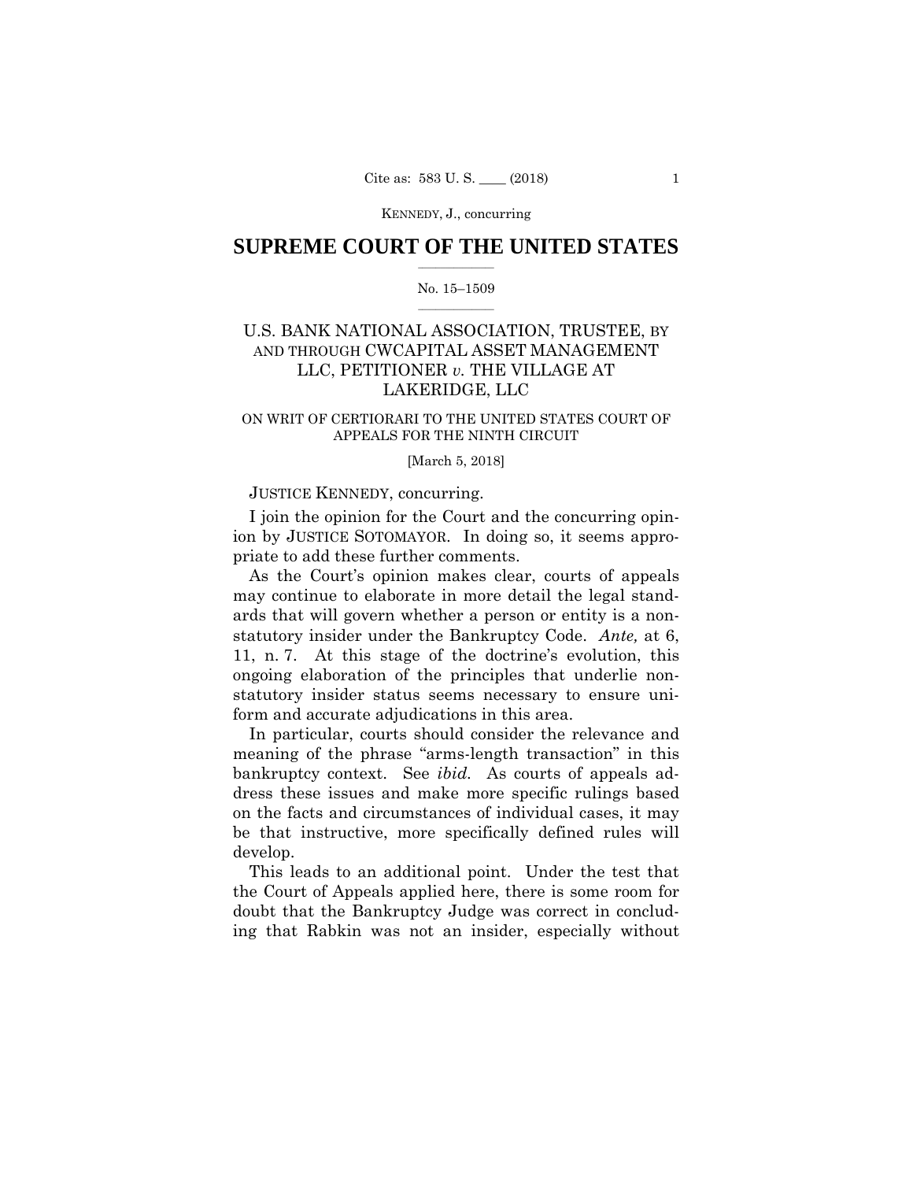KENNEDY, J., concurring

# SUPREME COURT OF THE UNITED STATES

No. 15–1509

## U.S. BANK NATIONAL ASSOCIATION, TRUSTEE, BY AND THROUGH CWCAPITAL ASSET MANAGEMENT LLC, PETITIONER *v.* THE VILLAGE AT LAKERIDGE, LLC

ON WRIT OF CERTIORARI TO THE UNITED STATES COURT OF APPEALS FOR THE NINTH CIRCUIT

[March 5, 2018]

JUSTICE KENNEDY, concurring.

I join the opinion for the Court and the concurring opinion by JUSTICE SOTOMAYOR. In doing so, it seems appropriate to add these further comments.

As the Court's opinion makes clear, courts of appeals may continue to elaborate in more detail the legal standards that will govern whether a person or entity is a non-statutory insider under the Bankruptcy Code. *Ante,* at 6, 11, n. 7. At this stage of the doctrine's evolution, this ongoing elaboration of the principles that underlie non-statutory insider status seems necessary to ensure uniform and accurate adjudications in this area.

In particular, courts should consider the relevance and meaning of the phrase "arms-length transaction" in this bankruptcy context. See *ibid.* As courts of appeals address these issues and make more specific rulings based on the facts and circumstances of individual cases, it may be that instructive, more specifically defined rules will develop.

This leads to an additional point. Under the test that the Court of Appeals applied here, there is some room for doubt that the Bankruptcy Judge was correct in concluding that Rabkin was not an insider, especially without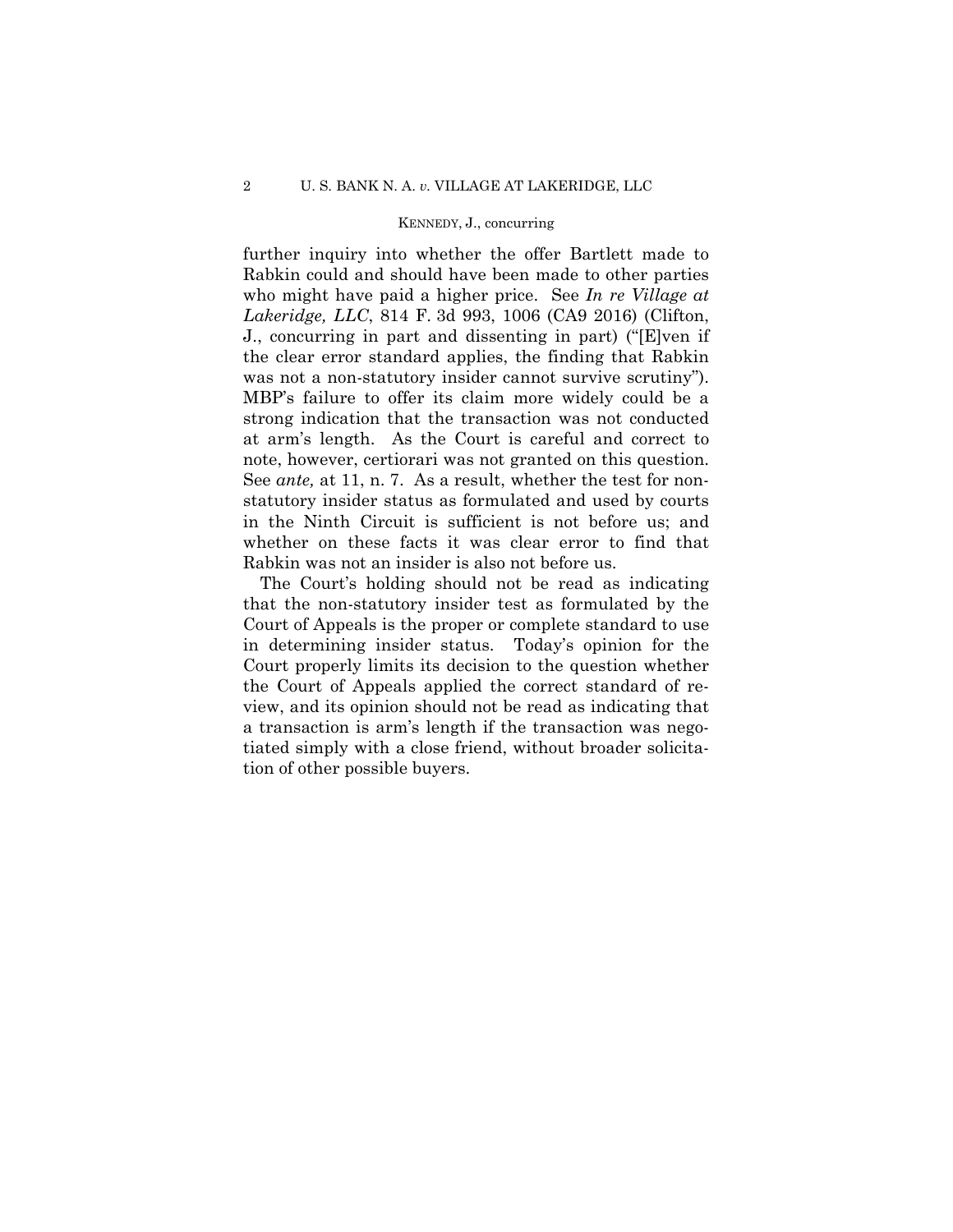further inquiry into whether the offer Bartlett made to Rabkin could and should have been made to other parties who might have paid a higher price. See *In re Village at Lakeridge, LLC*, 814 F. 3d 993, 1006 (CA9 2016) (Clifton, J., concurring in part and dissenting in part) ("[E]ven if the clear error standard applies, the finding that Rabkin was not a non-statutory insider cannot survive scrutiny"). MBP's failure to offer its claim more widely could be a strong indication that the transaction was not conducted at arm's length. As the Court is careful and correct to note, however, certiorari was not granted on this question. See *ante,* at 11, n. 7. As a result, whether the test for non-statutory insider status as formulated and used by courts in the Ninth Circuit is sufficient is not before us; and whether on these facts it was clear error to find that Rabkin was not an insider is also not before us.

The Court's holding should not be read as indicating that the non-statutory insider test as formulated by the Court of Appeals is the proper or complete standard to use in determining insider status. Today's opinion for the Court properly limits its decision to the question whether the Court of Appeals applied the correct standard of review, and its opinion should not be read as indicating that a transaction is arm's length if the transaction was negotiated simply with a close friend, without broader solicitation of other possible buyers.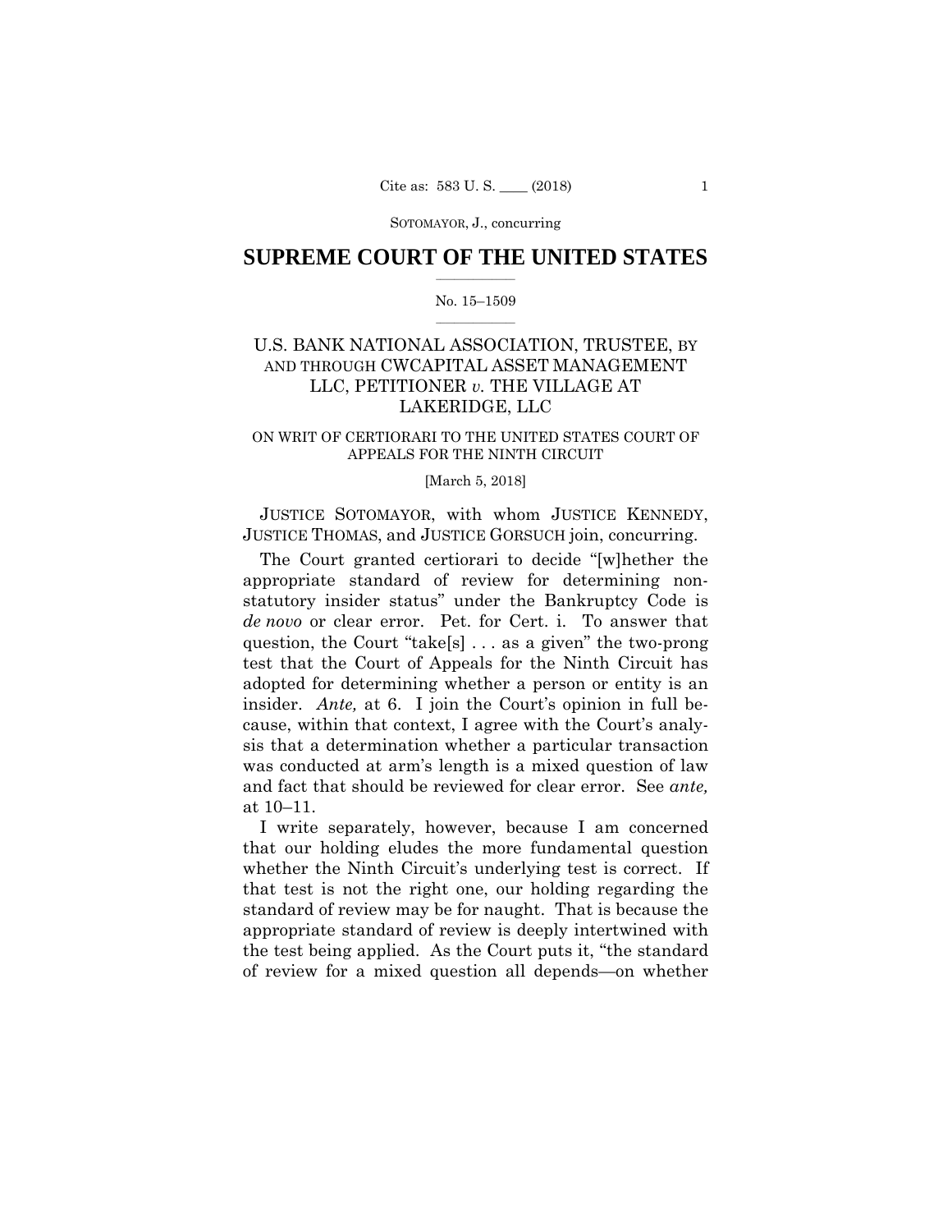SUPREME COURT OF THE UNITED STATES

No. 15–1509

U.S. BANK NATIONAL ASSOCIATION, TRUSTEE, BY AND THROUGH CWCAPITAL ASSET MANAGEMENT LLC, PETITIONER *v.* THE VILLAGE AT LAKERIDGE, LLC

ON WRIT OF CERTIORARI TO THE UNITED STATES COURT OF APPEALS FOR THE NINTH CIRCUIT

[March 5, 2018]

JUSTICE SOTOMAYOR, with whom JUSTICE KENNEDY, JUSTICE THOMAS, and JUSTICE GORSUCH join, concurring.

The Court granted certiorari to decide "[w]hether the appropriate standard of review for determining non-statutory insider status" under the Bankruptcy Code is *de novo* or clear error. Pet. for Cert. i. To answer that question, the Court "take[s] . . . as a given" the two-prong test that the Court of Appeals for the Ninth Circuit has adopted for determining whether a person or entity is an insider. *Ante,* at 6. I join the Court's opinion in full because, within that context, I agree with the Court's analysis that a determination whether a particular transaction was conducted at arm's length is a mixed question of law and fact that should be reviewed for clear error. See *ante,* at 10–11.

I write separately, however, because I am concerned that our holding eludes the more fundamental question whether the Ninth Circuit's underlying test is correct. If that test is not the right one, our holding regarding the standard of review may be for naught. That is because the appropriate standard of review is deeply intertwined with the test being applied. As the Court puts it, "the standard of review for a mixed question all depends—on whether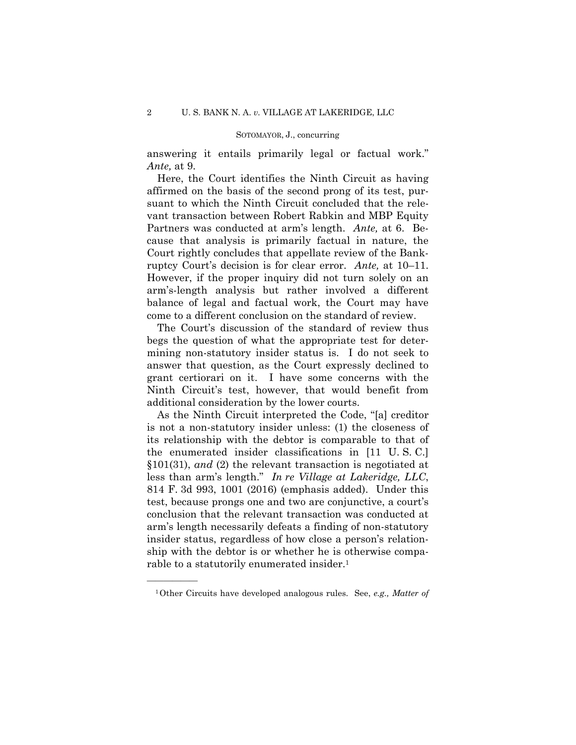answering it entails primarily legal or factual work." *Ante,* at 9.

Here, the Court identifies the Ninth Circuit as having affirmed on the basis of the second prong of its test, pursuant to which the Ninth Circuit concluded that the relevant transaction between Robert Rabkin and MBP Equity Partners was conducted at arm's length. *Ante,* at 6. Because that analysis is primarily factual in nature, the Court rightly concludes that appellate review of the Bankruptcy Court's decision is for clear error. *Ante,* at 10–11. However, if the proper inquiry did not turn solely on an arm's-length analysis but rather involved a different balance of legal and factual work, the Court may have come to a different conclusion on the standard of review.

The Court's discussion of the standard of review thus begs the question of what the appropriate test for determining non-statutory insider status is. I do not seek to answer that question, as the Court expressly declined to grant certiorari on it. I have some concerns with the Ninth Circuit's test, however, that would benefit from additional consideration by the lower courts.

As the Ninth Circuit interpreted the Code, "[a] creditor is not a non-statutory insider unless: (1) the closeness of its relationship with the debtor is comparable to that of the enumerated insider classifications in [11 U. S. C.] §101(31), *and* (2) the relevant transaction is negotiated at less than arm's length." *In re Village at Lakeridge, LLC*, 814 F. 3d 993, 1001 (2016) (emphasis added). Under this test, because prongs one and two are conjunctive, a court's conclusion that the relevant transaction was conducted at arm's length necessarily defeats a finding of non-statutory insider status, regardless of how close a person's relationship with the debtor is or whether he is otherwise comparable to a statutorily enumerated insider.[1]

---

[1] Other Circuits have developed analogous rules. See, *e.g., Matter of*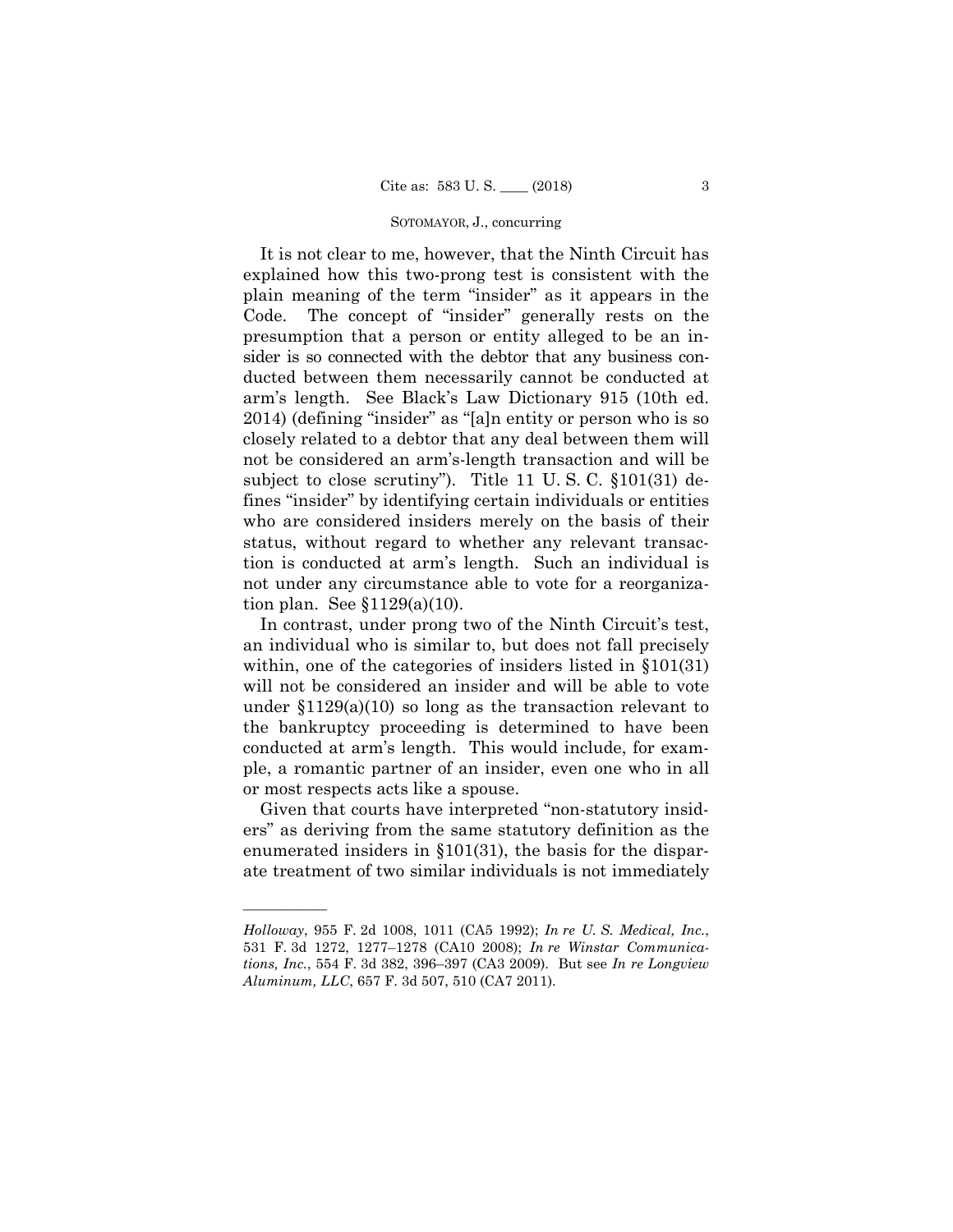It is not clear to me, however, that the Ninth Circuit has explained how this two-prong test is consistent with the plain meaning of the term "insider" as it appears in the Code. The concept of "insider" generally rests on the presumption that a person or entity alleged to be an insider is so connected with the debtor that any business conducted between them necessarily cannot be conducted at arm's length. See Black's Law Dictionary 915 (10th ed. 2014) (defining "insider" as "[a]n entity or person who is so closely related to a debtor that any deal between them will not be considered an arm's-length transaction and will be subject to close scrutiny"). Title 11 U. S. C. §101(31) defines "insider" by identifying certain individuals or entities who are considered insiders merely on the basis of their status, without regard to whether any relevant transaction is conducted at arm's length. Such an individual is not under any circumstance able to vote for a reorganization plan. See §1129(a)(10).

In contrast, under prong two of the Ninth Circuit's test, an individual who is similar to, but does not fall precisely within, one of the categories of insiders listed in §101(31) will not be considered an insider and will be able to vote under §1129(a)(10) so long as the transaction relevant to the bankruptcy proceeding is determined to have been conducted at arm's length. This would include, for example, a romantic partner of an insider, even one who in all or most respects acts like a spouse.

Given that courts have interpreted "non-statutory insiders" as deriving from the same statutory definition as the enumerated insiders in §101(31), the basis for the disparate treatment of two similar individuals is not immediately

---

*Holloway*, 955 F. 2d 1008, 1011 (CA5 1992); *In re U. S. Medical, Inc.*, 531 F. 3d 1272, 1277–1278 (CA10 2008); *In re Winstar Communications, Inc.*, 554 F. 3d 382, 396–397 (CA3 2009). But see *In re Longview Aluminum, LLC*, 657 F. 3d 507, 510 (CA7 2011).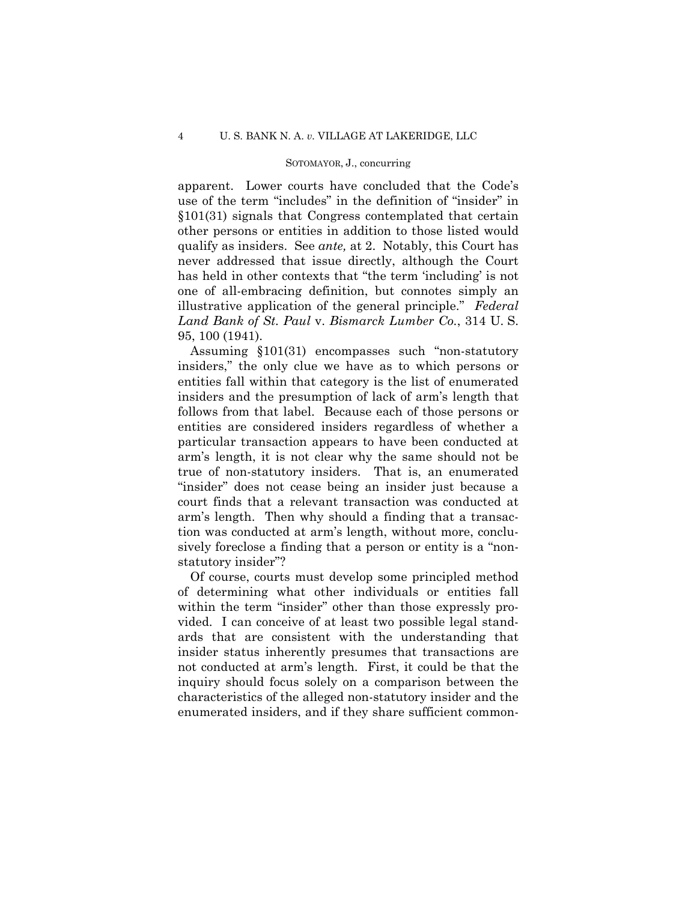apparent. Lower courts have concluded that the Code's use of the term "includes" in the definition of "insider" in §101(31) signals that Congress contemplated that certain other persons or entities in addition to those listed would qualify as insiders. See *ante,* at 2. Notably, this Court has never addressed that issue directly, although the Court has held in other contexts that "the term 'including' is not one of all-embracing definition, but connotes simply an illustrative application of the general principle." *Federal Land Bank of St. Paul* v. *Bismarck Lumber Co.*, 314 U. S. 95, 100 (1941).

Assuming §101(31) encompasses such "non-statutory insiders," the only clue we have as to which persons or entities fall within that category is the list of enumerated insiders and the presumption of lack of arm's length that follows from that label. Because each of those persons or entities are considered insiders regardless of whether a particular transaction appears to have been conducted at arm's length, it is not clear why the same should not be true of non-statutory insiders. That is, an enumerated "insider" does not cease being an insider just because a court finds that a relevant transaction was conducted at arm's length. Then why should a finding that a transaction was conducted at arm's length, without more, conclusively foreclose a finding that a person or entity is a "non-statutory insider"?

Of course, courts must develop some principled method of determining what other individuals or entities fall within the term "insider" other than those expressly provided. I can conceive of at least two possible legal standards that are consistent with the understanding that insider status inherently presumes that transactions are not conducted at arm's length. First, it could be that the inquiry should focus solely on a comparison between the characteristics of the alleged non-statutory insider and the enumerated insiders, and if they share sufficient common-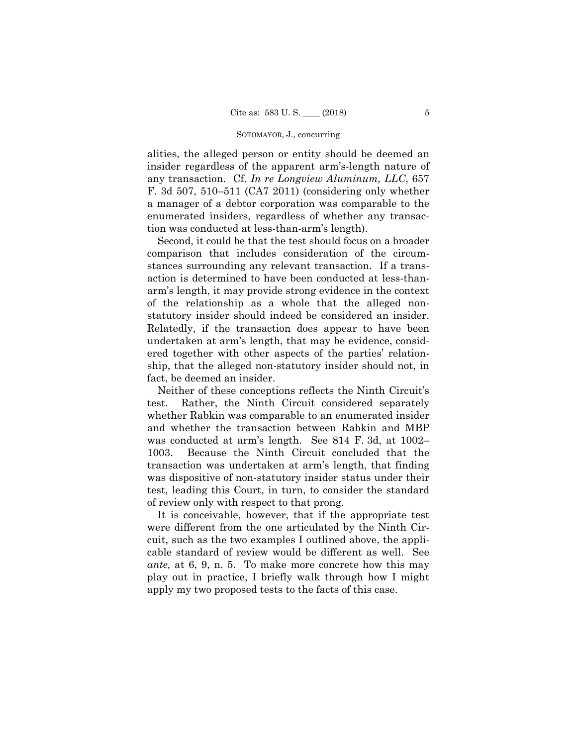alities, the alleged person or entity should be deemed an insider regardless of the apparent arm's-length nature of any transaction. Cf. *In re Longview Aluminum, LLC*, 657 F. 3d 507, 510–511 (CA7 2011) (considering only whether a manager of a debtor corporation was comparable to the enumerated insiders, regardless of whether any transaction was conducted at less-than-arm's length).

Second, it could be that the test should focus on a broader comparison that includes consideration of the circumstances surrounding any relevant transaction. If a transaction is determined to have been conducted at less-than-arm's length, it may provide strong evidence in the context of the relationship as a whole that the alleged non-statutory insider should indeed be considered an insider. Relatedly, if the transaction does appear to have been undertaken at arm's length, that may be evidence, considered together with other aspects of the parties' relationship, that the alleged non-statutory insider should not, in fact, be deemed an insider.

Neither of these conceptions reflects the Ninth Circuit's test. Rather, the Ninth Circuit considered separately whether Rabkin was comparable to an enumerated insider and whether the transaction between Rabkin and MBP was conducted at arm's length. See 814 F. 3d, at 1002–1003. Because the Ninth Circuit concluded that the transaction was undertaken at arm's length, that finding was dispositive of non-statutory insider status under their test, leading this Court, in turn, to consider the standard of review only with respect to that prong.

It is conceivable, however, that if the appropriate test were different from the one articulated by the Ninth Circuit, such as the two examples I outlined above, the applicable standard of review would be different as well. See *ante,* at 6, 9, n. 5. To make more concrete how this may play out in practice, I briefly walk through how I might apply my two proposed tests to the facts of this case.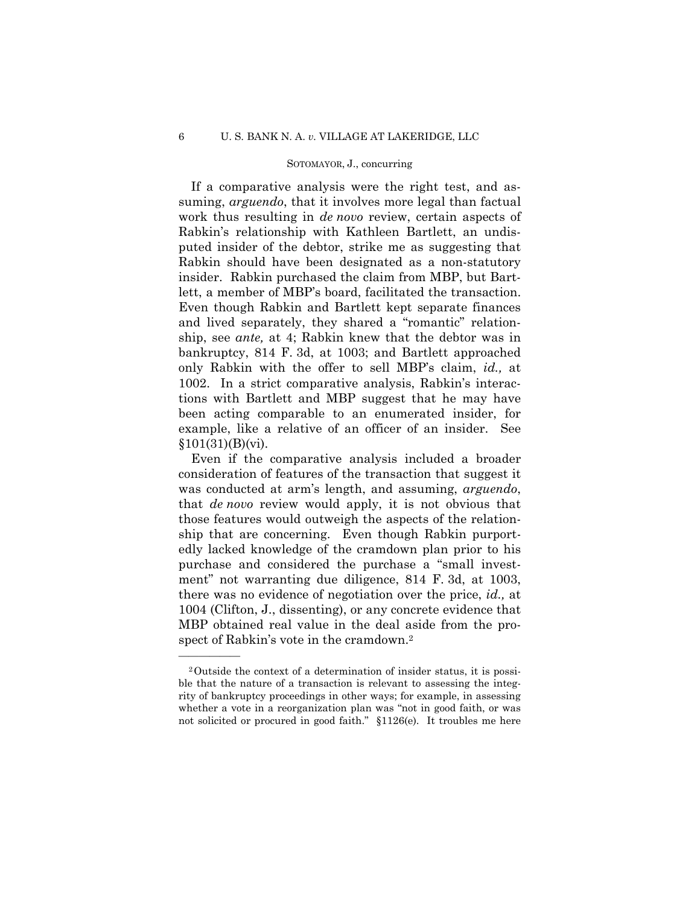If a comparative analysis were the right test, and assuming, *arguendo*, that it involves more legal than factual work thus resulting in *de novo* review, certain aspects of Rabkin's relationship with Kathleen Bartlett, an undisputed insider of the debtor, strike me as suggesting that Rabkin should have been designated as a non-statutory insider. Rabkin purchased the claim from MBP, but Bartlett, a member of MBP's board, facilitated the transaction. Even though Rabkin and Bartlett kept separate finances and lived separately, they shared a "romantic" relationship, see *ante,* at 4; Rabkin knew that the debtor was in bankruptcy, 814 F. 3d, at 1003; and Bartlett approached only Rabkin with the offer to sell MBP's claim, *id.,* at 1002. In a strict comparative analysis, Rabkin's interactions with Bartlett and MBP suggest that he may have been acting comparable to an enumerated insider, for example, like a relative of an officer of an insider. See §101(31)(B)(vi).

Even if the comparative analysis included a broader consideration of features of the transaction that suggest it was conducted at arm's length, and assuming, *arguendo*, that *de novo* review would apply, it is not obvious that those features would outweigh the aspects of the relationship that are concerning. Even though Rabkin purportedly lacked knowledge of the cramdown plan prior to his purchase and considered the purchase a "small investment" not warranting due diligence, 814 F. 3d, at 1003, there was no evidence of negotiation over the price, *id.,* at 1004 (Clifton, J., dissenting), or any concrete evidence that MBP obtained real value in the deal aside from the prospect of Rabkin's vote in the cramdown.[2]

---

[2] Outside the context of a determination of insider status, it is possible that the nature of a transaction is relevant to assessing the integrity of bankruptcy proceedings in other ways; for example, in assessing whether a vote in a reorganization plan was "not in good faith, or was not solicited or procured in good faith." §1126(e). It troubles me here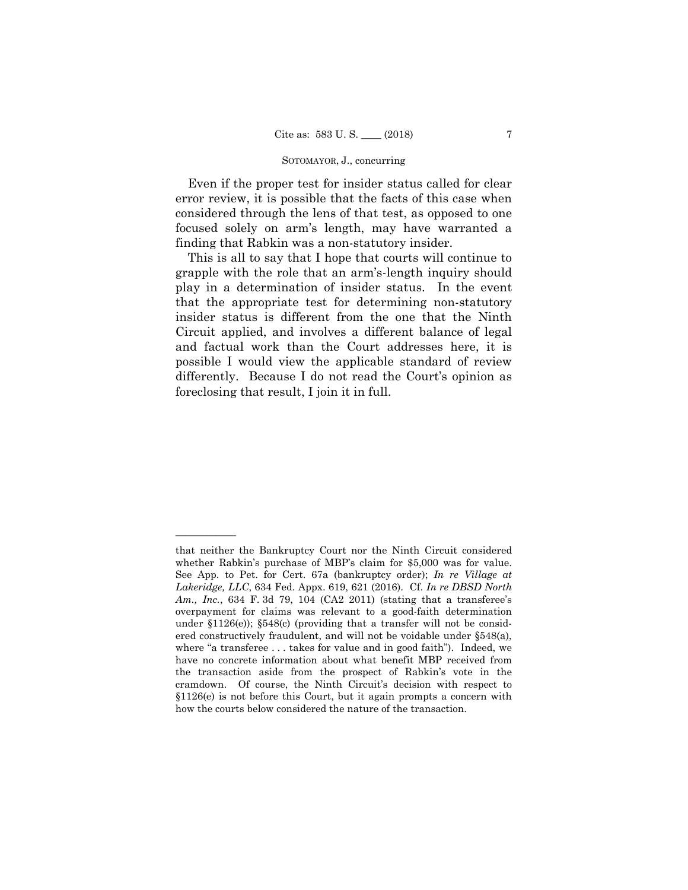Even if the proper test for insider status called for clear error review, it is possible that the facts of this case when considered through the lens of that test, as opposed to one focused solely on arm's length, may have warranted a finding that Rabkin was a non-statutory insider.

This is all to say that I hope that courts will continue to grapple with the role that an arm's-length inquiry should play in a determination of insider status. In the event that the appropriate test for determining non-statutory insider status is different from the one that the Ninth Circuit applied, and involves a different balance of legal and factual work than the Court addresses here, it is possible I would view the applicable standard of review differently. Because I do not read the Court's opinion as foreclosing that result, I join it in full.

---

that neither the Bankruptcy Court nor the Ninth Circuit considered whether Rabkin's purchase of MBP's claim for $5,000 was for value. See App. to Pet. for Cert. 67a (bankruptcy order); *In re Village at Lakeridge, LLC*, 634 Fed. Appx. 619, 621 (2016). Cf. *In re DBSD North Am., Inc.*, 634 F. 3d 79, 104 (CA2 2011) (stating that a transferee's overpayment for claims was relevant to a good-faith determination under §1126(e)); §548(c) (providing that a transfer will not be considered constructively fraudulent, and will not be voidable under §548(a), where "a transferee . . . takes for value and in good faith"). Indeed, we have no concrete information about what benefit MBP received from the transaction aside from the prospect of Rabkin's vote in the cramdown. Of course, the Ninth Circuit's decision with respect to §1126(e) is not before this Court, but it again prompts a concern with how the courts below considered the nature of the transaction.